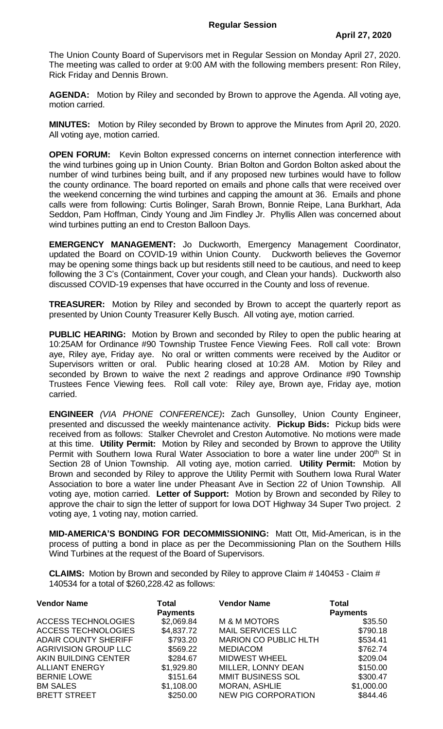## Regular Session

**April 27, 2020**

The Union County Board of Supervisors met in Regular Session on Monday April 27, 2020. The meeting was called to order at 9:00 AM with the following members present: Ron Riley, Rick Friday and Dennis Brown.

**AGENDA:** Motion by Riley and seconded by Brown to approve the Agenda. All voting aye, motion carried.

**MINUTES:** Motion by Riley seconded by Brown to approve the Minutes from April 20, 2020. All voting aye, motion carried.

**OPEN FORUM:** Kevin Bolton expressed concerns on internet connection interference with the wind turbines going up in Union County. Brian Bolton and Gordon Bolton asked about the number of wind turbines being built, and if any proposed new turbines would have to follow the county ordinance. The board reported on emails and phone calls that were received over the weekend concerning the wind turbines and capping the amount at 36. Emails and phone calls were from following: Curtis Bolinger, Sarah Brown, Bonnie Reipe, Lana Burkhart, Ada Seddon, Pam Hoffman, Cindy Young and Jim Findley Jr. Phyllis Allen was concerned about wind turbines putting an end to Creston Balloon Days.

**EMERGENCY MANAGEMENT:** Jo Duckworth, Emergency Management Coordinator, updated the Board on COVID-19 within Union County. Duckworth believes the Governor may be opening some things back up but residents still need to be cautious, and need to keep following the 3 C's (Containment, Cover your cough, and Clean your hands). Duckworth also discussed COVID-19 expenses that have occurred in the County and loss of revenue.

**TREASURER:** Motion by Riley and seconded by Brown to accept the quarterly report as presented by Union County Treasurer Kelly Busch. All voting aye, motion carried.

**PUBLIC HEARING:** Motion by Brown and seconded by Riley to open the public hearing at 10:25AM for Ordinance #90 Township Trustee Fence Viewing Fees. Roll call vote: Brown aye, Riley aye, Friday aye. No oral or written comments were received by the Auditor or Supervisors written or oral. Public hearing closed at 10:28 AM. Motion by Riley and seconded by Brown to waive the next 2 readings and approve Ordinance #90 Township Trustees Fence Viewing fees. Roll call vote: Riley aye, Brown aye, Friday aye, motion carried.

**ENGINEER** *(VIA PHONE CONFERENCE)***:** Zach Gunsolley, Union County Engineer, presented and discussed the weekly maintenance activity. **Pickup Bids:** Pickup bids were received from as follows: Stalker Chevrolet and Creston Automotive. No motions were made at this time. **Utility Permit:** Motion by Riley and seconded by Brown to approve the Utility Permit with Southern Iowa Rural Water Association to bore a water line under 200th St in Section 28 of Union Township. All voting aye, motion carried. **Utility Permit:** Motion by Brown and seconded by Riley to approve the Utility Permit with Southern Iowa Rural Water Association to bore a water line under Pheasant Ave in Section 22 of Union Township. All voting aye, motion carried. **Letter of Support:** Motion by Brown and seconded by Riley to approve the chair to sign the letter of support for Iowa DOT Highway 34 Super Two project. 2 voting aye, 1 voting nay, motion carried.

**MID-AMERICA'S BONDING FOR DECOMMISSIONING:** Matt Ott, Mid-American, is in the process of putting a bond in place as per the Decommissioning Plan on the Southern Hills Wind Turbines at the request of the Board of Supervisors.

**CLAIMS:** Motion by Brown and seconded by Riley to approve Claim # 140453 - Claim # 140534 for a total of $260,228.42 as follows:

| Vendor Name | Total Payments | Vendor Name | Total Payments |
|---|---|---|---|
| ACCESS TECHNOLOGIES | $2,069.84 | M & M MOTORS | $35.50 |
| ACCESS TECHNOLOGIES | $4,837.72 | MAIL SERVICES LLC | $790.18 |
| ADAIR COUNTY SHERIFF | $793.20 | MARION CO PUBLIC HLTH | $534.41 |
| AGRIVISION GROUP LLC | $569.22 | MEDIACOM | $762.74 |
| AKIN BUILDING CENTER | $284.67 | MIDWEST WHEEL | $209.04 |
| ALLIANT ENERGY | $1,929.80 | MILLER, LONNY DEAN | $150.00 |
| BERNIE LOWE | $151.64 | MMIT BUSINESS SOL | $300.47 |
| BM SALES | $1,108.00 | MORAN, ASHLIE | $1,000.00 |
| BRETT STREET | $250.00 | NEW PIG CORPORATION | $844.46 |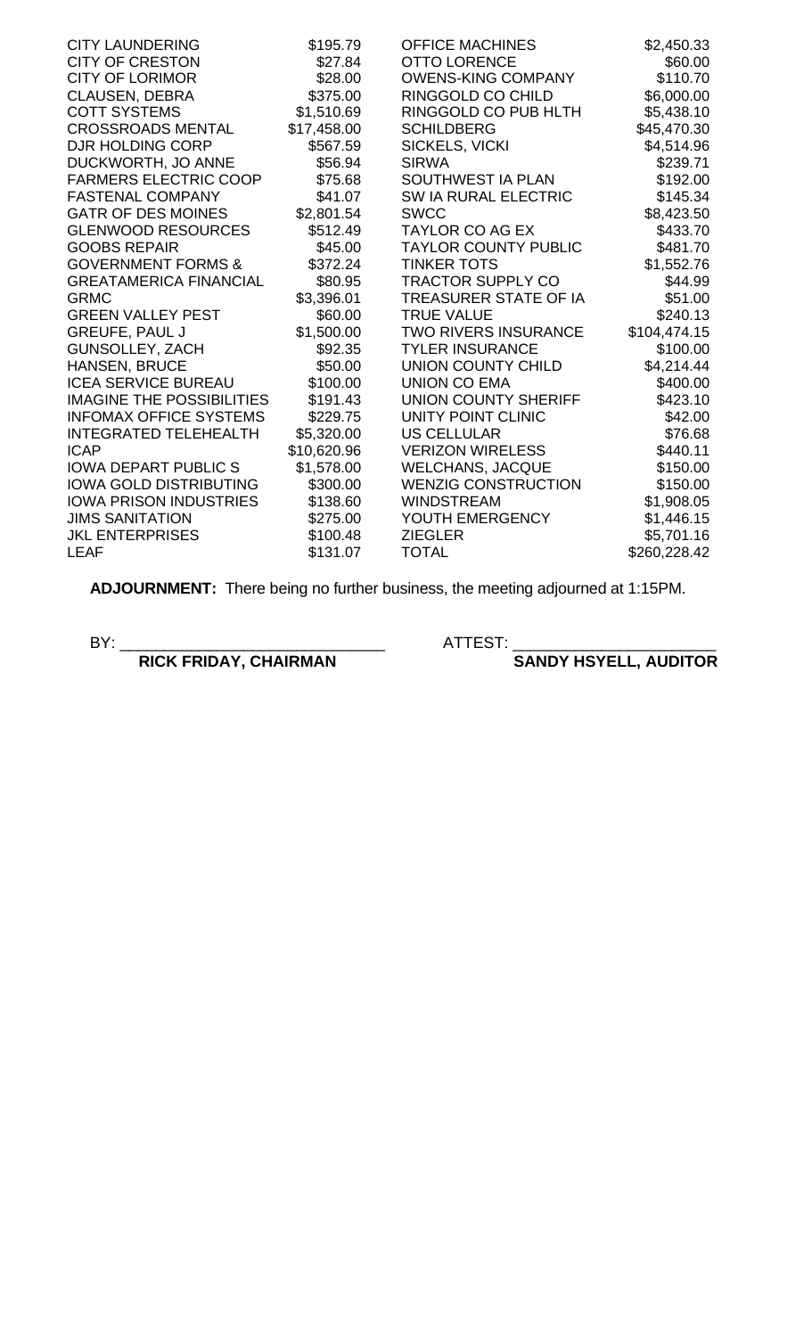| | | | |
|---|---|---|---|
| CITY LAUNDERING | $195.79 | OFFICE MACHINES | $2,450.33 |
| CITY OF CRESTON | $27.84 | OTTO LORENCE | $60.00 |
| CITY OF LORIMOR | $28.00 | OWENS-KING COMPANY | $110.70 |
| CLAUSEN, DEBRA | $375.00 | RINGGOLD CO CHILD | $6,000.00 |
| COTT SYSTEMS | $1,510.69 | RINGGOLD CO PUB HLTH | $5,438.10 |
| CROSSROADS MENTAL | $17,458.00 | SCHILDBERG | $45,470.30 |
| DJR HOLDING CORP | $567.59 | SICKELS, VICKI | $4,514.96 |
| DUCKWORTH, JO ANNE | $56.94 | SIRWA | $239.71 |
| FARMERS ELECTRIC COOP | $75.68 | SOUTHWEST IA PLAN | $192.00 |
| FASTENAL COMPANY | $41.07 | SW IA RURAL ELECTRIC | $145.34 |
| GATR OF DES MOINES | $2,801.54 | SWCC | $8,423.50 |
| GLENWOOD RESOURCES | $512.49 | TAYLOR CO AG EX | $433.70 |
| GOOBS REPAIR | $45.00 | TAYLOR COUNTY PUBLIC | $481.70 |
| GOVERNMENT FORMS & | $372.24 | TINKER TOTS | $1,552.76 |
| GREATAMERICA FINANCIAL | $80.95 | TRACTOR SUPPLY CO | $44.99 |
| GRMC | $3,396.01 | TREASURER STATE OF IA | $51.00 |
| GREEN VALLEY PEST | $60.00 | TRUE VALUE | $240.13 |
| GREUFE, PAUL J | $1,500.00 | TWO RIVERS INSURANCE | $104,474.15 |
| GUNSOLLEY, ZACH | $92.35 | TYLER INSURANCE | $100.00 |
| HANSEN, BRUCE | $50.00 | UNION COUNTY CHILD | $4,214.44 |
| ICEA SERVICE BUREAU | $100.00 | UNION CO EMA | $400.00 |
| IMAGINE THE POSSIBILITIES | $191.43 | UNION COUNTY SHERIFF | $423.10 |
| INFOMAX OFFICE SYSTEMS | $229.75 | UNITY POINT CLINIC | $42.00 |
| INTEGRATED TELEHEALTH | $5,320.00 | US CELLULAR | $76.68 |
| ICAP | $10,620.96 | VERIZON WIRELESS | $440.11 |
| IOWA DEPART PUBLIC S | $1,578.00 | WELCHANS, JACQUE | $150.00 |
| IOWA GOLD DISTRIBUTING | $300.00 | WENZIG CONSTRUCTION | $150.00 |
| IOWA PRISON INDUSTRIES | $138.60 | WINDSTREAM | $1,908.05 |
| JIMS SANITATION | $275.00 | YOUTH EMERGENCY | $1,446.15 |
| JKL ENTERPRISES | $100.48 | ZIEGLER | $5,701.16 |
| LEAF | $131.07 | TOTAL | $260,228.42 |

**ADJOURNMENT:** There being no further business, the meeting adjourned at 1:15PM.

BY: ______________________________ ATTEST: ______________________

**RICK FRIDAY, CHAIRMAN** **SANDY HSYELL, AUDITOR**